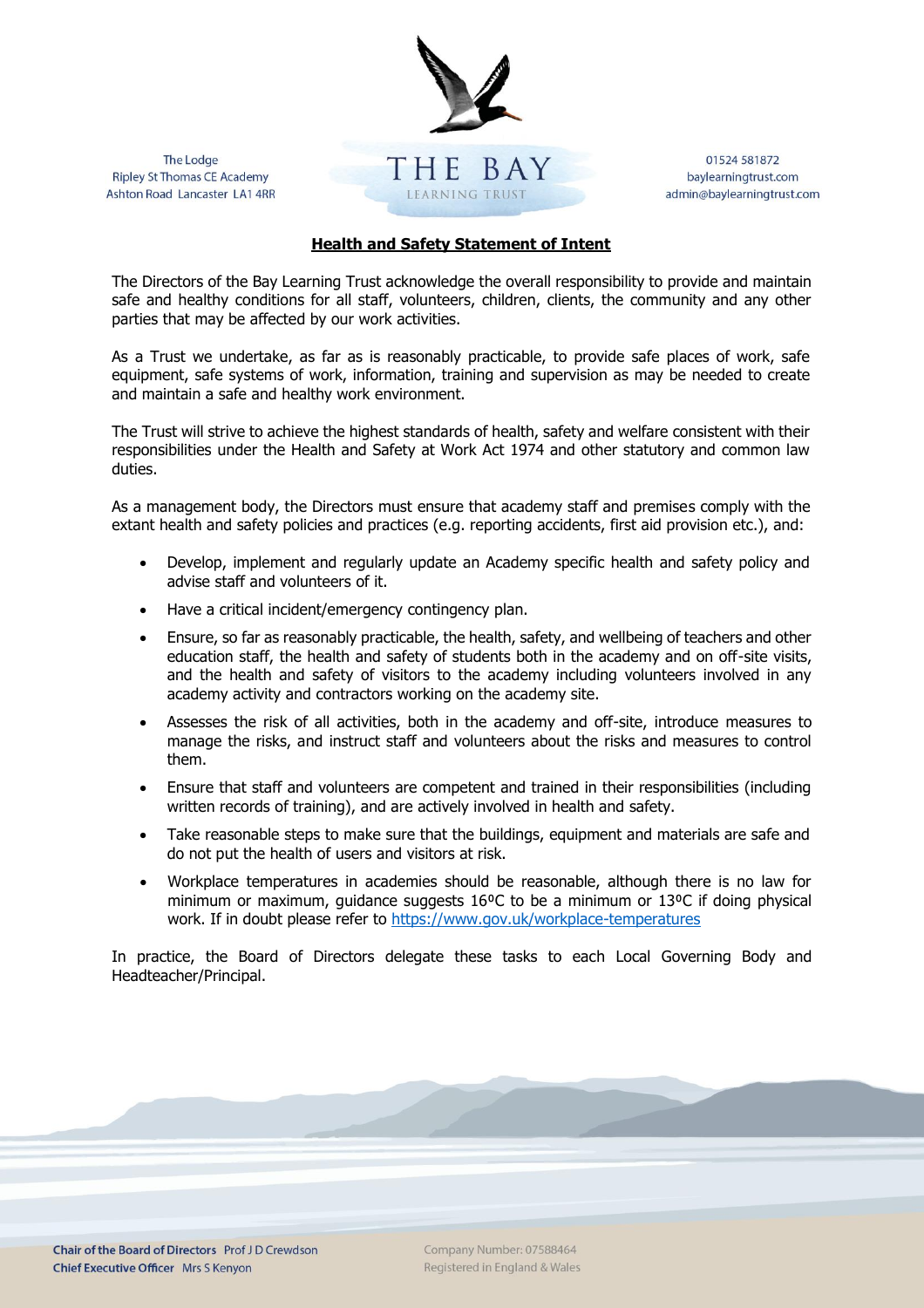The Lodge
Ripley St Thomas CE Academy
Ashton Road Lancaster LA1 4RR

THE BAY
LEARNING TRUST

01524 581872
baylearningtrust.com
admin@baylearningtrust.com

# Health and Safety Statement of Intent

The Directors of the Bay Learning Trust acknowledge the overall responsibility to provide and maintain safe and healthy conditions for all staff, volunteers, children, clients, the community and any other parties that may be affected by our work activities.

As a Trust we undertake, as far as is reasonably practicable, to provide safe places of work, safe equipment, safe systems of work, information, training and supervision as may be needed to create and maintain a safe and healthy work environment.

The Trust will strive to achieve the highest standards of health, safety and welfare consistent with their responsibilities under the Health and Safety at Work Act 1974 and other statutory and common law duties.

As a management body, the Directors must ensure that academy staff and premises comply with the extant health and safety policies and practices (e.g. reporting accidents, first aid provision etc.), and:

- Develop, implement and regularly update an Academy specific health and safety policy and advise staff and volunteers of it.
- Have a critical incident/emergency contingency plan.
- Ensure, so far as reasonably practicable, the health, safety, and wellbeing of teachers and other education staff, the health and safety of students both in the academy and on off-site visits, and the health and safety of visitors to the academy including volunteers involved in any academy activity and contractors working on the academy site.
- Assesses the risk of all activities, both in the academy and off-site, introduce measures to manage the risks, and instruct staff and volunteers about the risks and measures to control them.
- Ensure that staff and volunteers are competent and trained in their responsibilities (including written records of training), and are actively involved in health and safety.
- Take reasonable steps to make sure that the buildings, equipment and materials are safe and do not put the health of users and visitors at risk.
- Workplace temperatures in academies should be reasonable, although there is no law for minimum or maximum, guidance suggests 16ºC to be a minimum or 13ºC if doing physical work. If in doubt please refer to https://www.gov.uk/workplace-temperatures

In practice, the Board of Directors delegate these tasks to each Local Governing Body and Headteacher/Principal.

**Chair of the Board of Directors** Prof J D Crewdson
**Chief Executive Officer** Mrs S Kenyon

Company Number: 07588464
Registered in England & Wales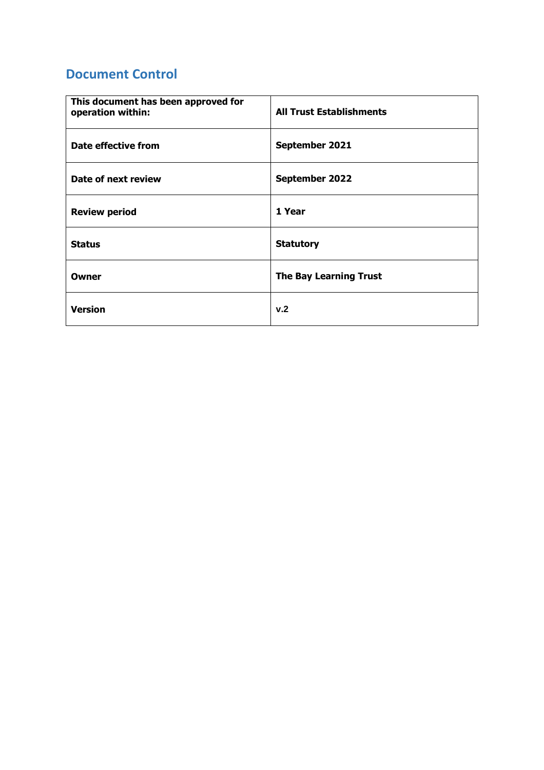## Document Control

| | |
|---|---|
| **This document has been approved for operation within:** | **All Trust Establishments** |
| **Date effective from** | **September 2021** |
| **Date of next review** | **September 2022** |
| **Review period** | **1 Year** |
| **Status** | **Statutory** |
| **Owner** | **The Bay Learning Trust** |
| **Version** | **v.2** |